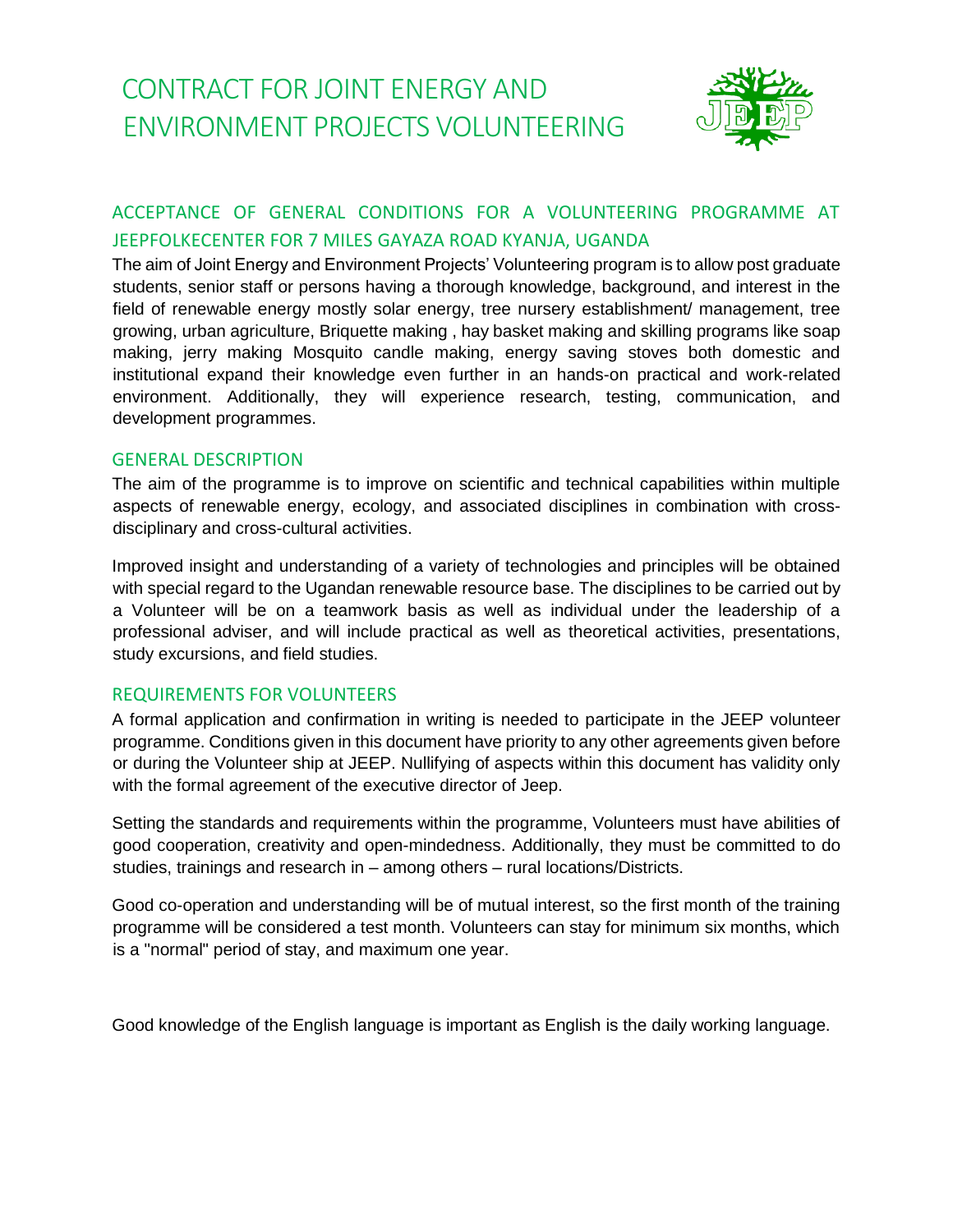# CONTRACT FOR JOINT ENERGY AND ENVIRONMENT PROJECTS VOLUNTEERING

## ACCEPTANCE OF GENERAL CONDITIONS FOR A VOLUNTEERING PROGRAMME AT JEEPFOLKECENTER FOR 7 MILES GAYAZA ROAD KYANJA, UGANDA

The aim of Joint Energy and Environment Projects' Volunteering program is to allow post graduate students, senior staff or persons having a thorough knowledge, background, and interest in the field of renewable energy mostly solar energy, tree nursery establishment/ management, tree growing, urban agriculture, Briquette making , hay basket making and skilling programs like soap making, jerry making Mosquito candle making, energy saving stoves both domestic and institutional expand their knowledge even further in an hands-on practical and work-related environment. Additionally, they will experience research, testing, communication, and development programmes.

## GENERAL DESCRIPTION

The aim of the programme is to improve on scientific and technical capabilities within multiple aspects of renewable energy, ecology, and associated disciplines in combination with cross-disciplinary and cross-cultural activities.

Improved insight and understanding of a variety of technologies and principles will be obtained with special regard to the Ugandan renewable resource base. The disciplines to be carried out by a Volunteer will be on a teamwork basis as well as individual under the leadership of a professional adviser, and will include practical as well as theoretical activities, presentations, study excursions, and field studies.

## REQUIREMENTS FOR VOLUNTEERS

A formal application and confirmation in writing is needed to participate in the JEEP volunteer programme. Conditions given in this document have priority to any other agreements given before or during the Volunteer ship at JEEP. Nullifying of aspects within this document has validity only with the formal agreement of the executive director of Jeep.

Setting the standards and requirements within the programme, Volunteers must have abilities of good cooperation, creativity and open-mindedness. Additionally, they must be committed to do studies, trainings and research in – among others – rural locations/Districts.

Good co-operation and understanding will be of mutual interest, so the first month of the training programme will be considered a test month. Volunteers can stay for minimum six months, which is a "normal" period of stay, and maximum one year.

Good knowledge of the English language is important as English is the daily working language.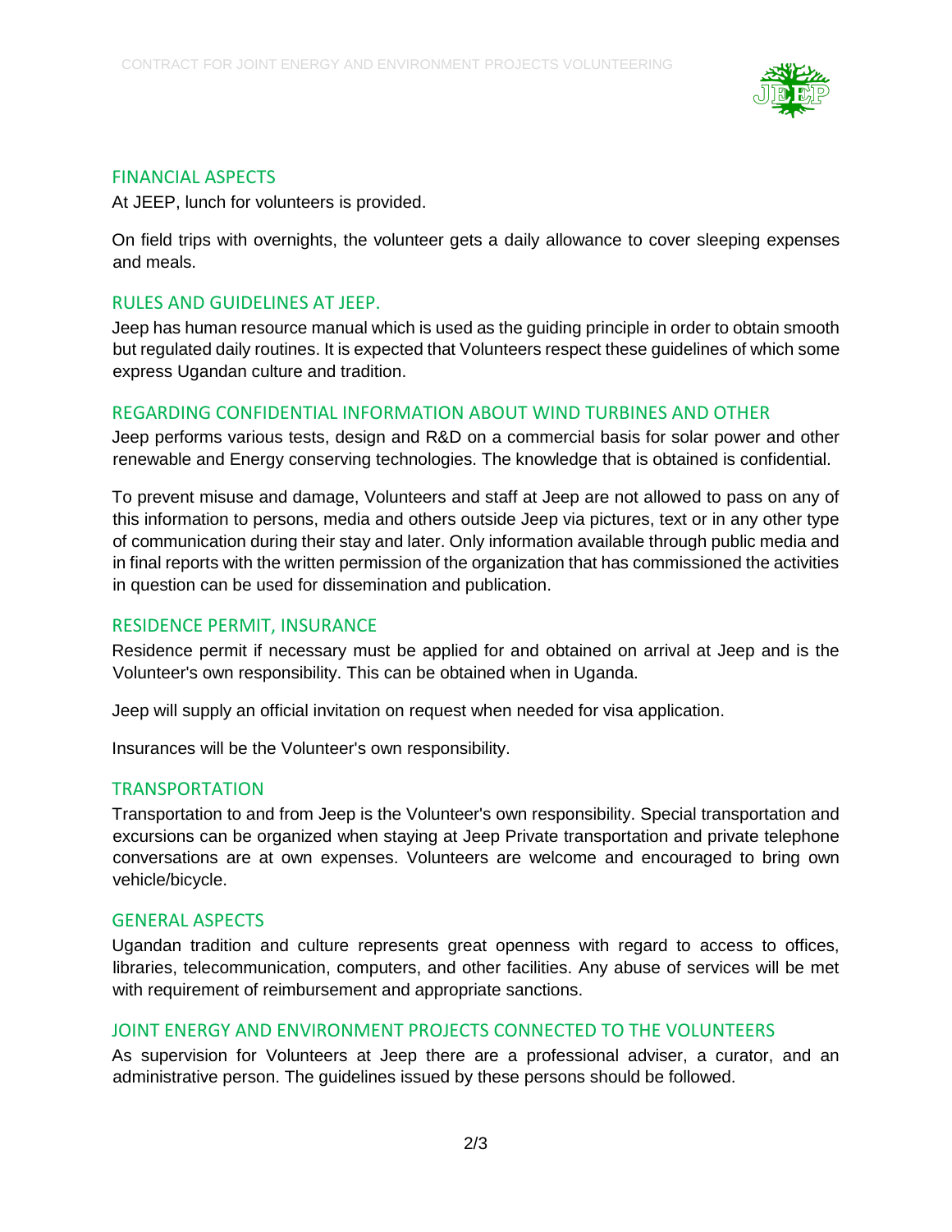## FINANCIAL ASPECTS

At JEEP, lunch for volunteers is provided.

On field trips with overnights, the volunteer gets a daily allowance to cover sleeping expenses and meals.

## RULES AND GUIDELINES AT JEEP.

Jeep has human resource manual which is used as the guiding principle in order to obtain smooth but regulated daily routines. It is expected that Volunteers respect these guidelines of which some express Ugandan culture and tradition.

## REGARDING CONFIDENTIAL INFORMATION ABOUT WIND TURBINES AND OTHER

Jeep performs various tests, design and R&D on a commercial basis for solar power and other renewable and Energy conserving technologies. The knowledge that is obtained is confidential.

To prevent misuse and damage, Volunteers and staff at Jeep are not allowed to pass on any of this information to persons, media and others outside Jeep via pictures, text or in any other type of communication during their stay and later. Only information available through public media and in final reports with the written permission of the organization that has commissioned the activities in question can be used for dissemination and publication.

## RESIDENCE PERMIT, INSURANCE

Residence permit if necessary must be applied for and obtained on arrival at Jeep and is the Volunteer's own responsibility. This can be obtained when in Uganda.

Jeep will supply an official invitation on request when needed for visa application.

Insurances will be the Volunteer's own responsibility.

## TRANSPORTATION

Transportation to and from Jeep is the Volunteer's own responsibility. Special transportation and excursions can be organized when staying at Jeep Private transportation and private telephone conversations are at own expenses. Volunteers are welcome and encouraged to bring own vehicle/bicycle.

## GENERAL ASPECTS

Ugandan tradition and culture represents great openness with regard to access to offices, libraries, telecommunication, computers, and other facilities. Any abuse of services will be met with requirement of reimbursement and appropriate sanctions.

## JOINT ENERGY AND ENVIRONMENT PROJECTS CONNECTED TO THE VOLUNTEERS

As supervision for Volunteers at Jeep there are a professional adviser, a curator, and an administrative person. The guidelines issued by these persons should be followed.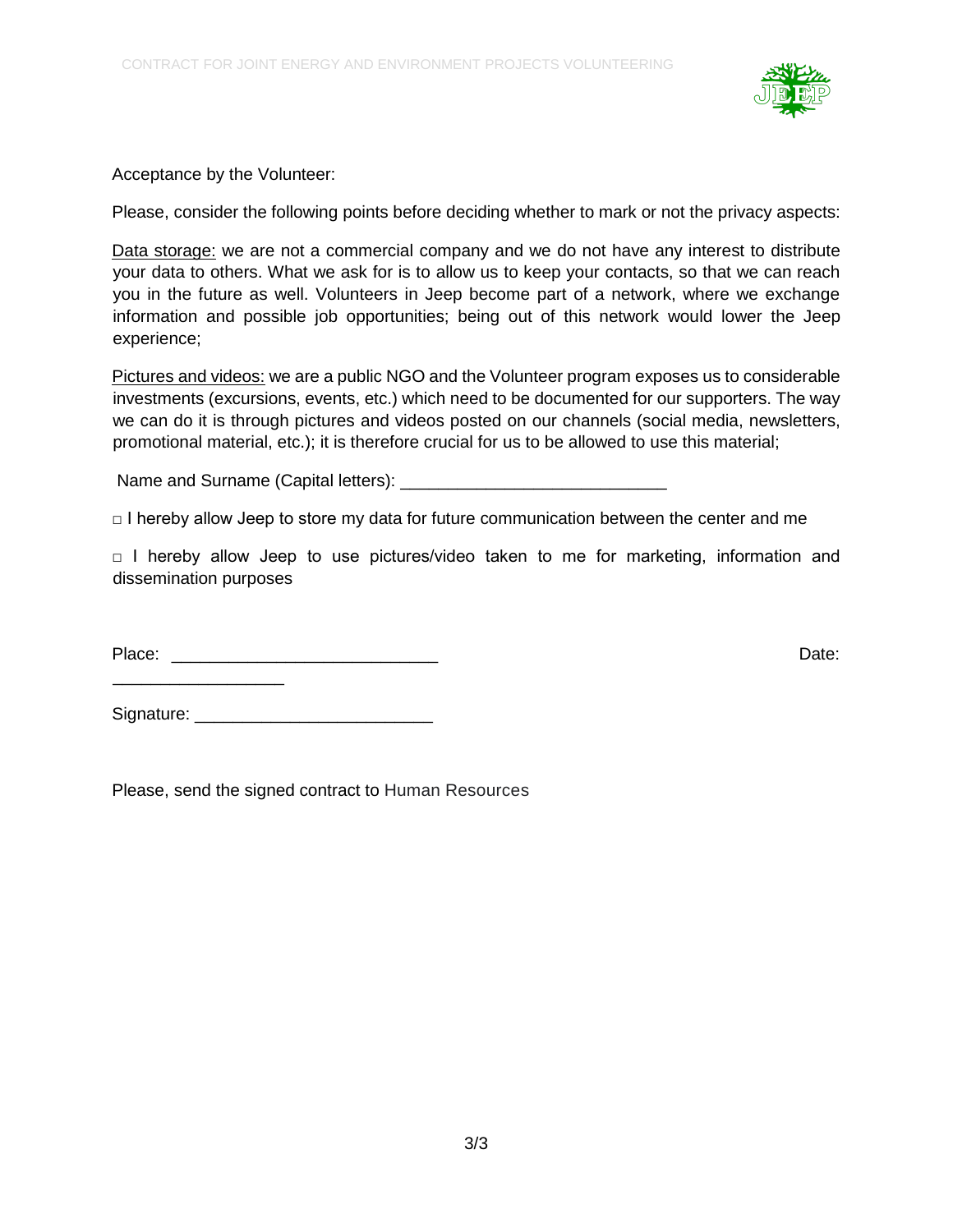Acceptance by the Volunteer:

Please, consider the following points before deciding whether to mark or not the privacy aspects:

<u>Data storage:</u> we are not a commercial company and we do not have any interest to distribute your data to others. What we ask for is to allow us to keep your contacts, so that we can reach you in the future as well. Volunteers in Jeep become part of a network, where we exchange information and possible job opportunities; being out of this network would lower the Jeep experience;

<u>Pictures and videos:</u> we are a public NGO and the Volunteer program exposes us to considerable investments (excursions, events, etc.) which need to be documented for our supporters. The way we can do it is through pictures and videos posted on our channels (social media, newsletters, promotional material, etc.); it is therefore crucial for us to be allowed to use this material;

Name and Surname (Capital letters): ____________________________

□ I hereby allow Jeep to store my data for future communication between the center and me

□ I hereby allow Jeep to use pictures/video taken to me for marketing, information and dissemination purposes

Place: ____________________________ Date: __________________

Signature: ________________________

Please, send the signed contract to Human Resources